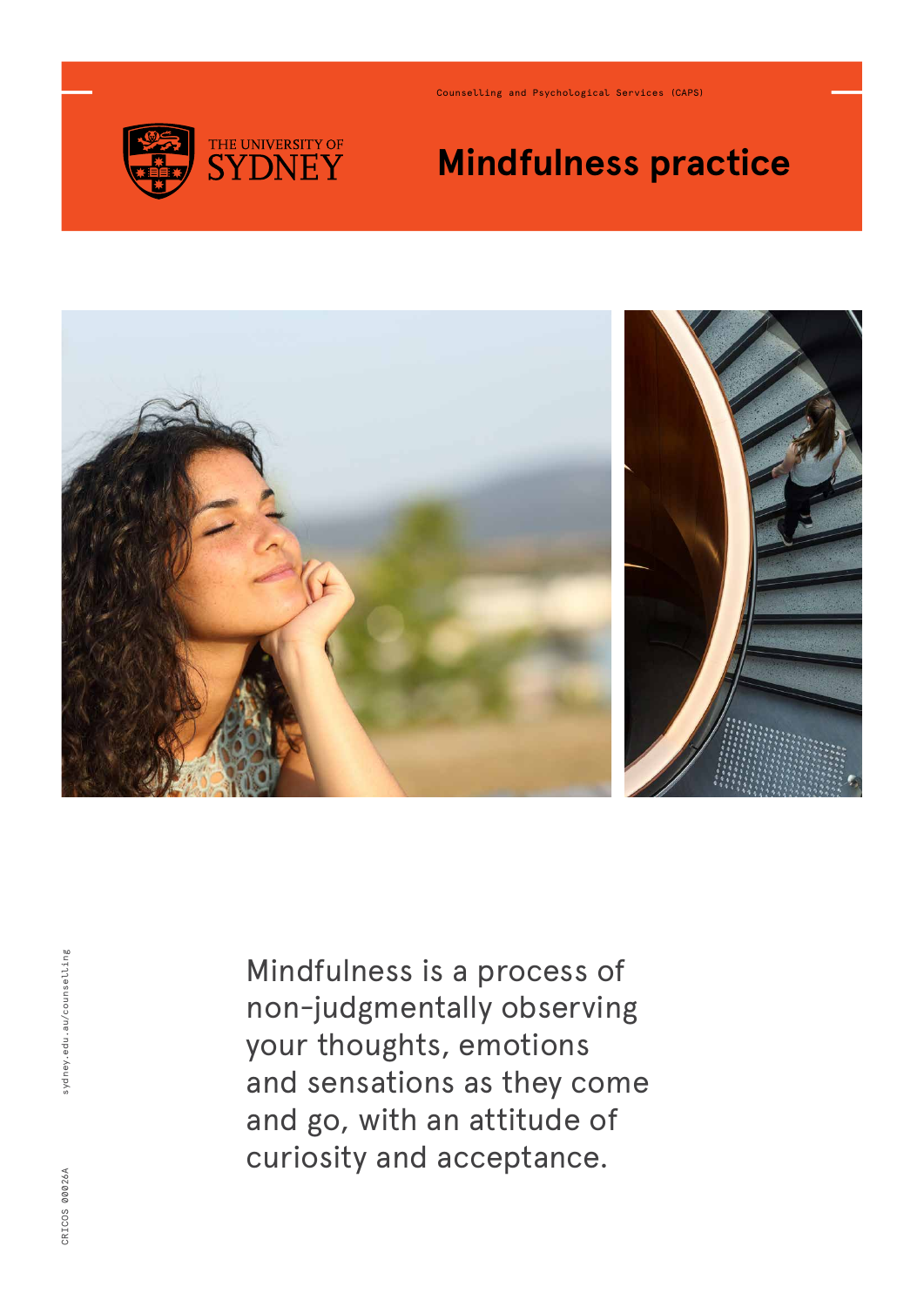Counselling and Psychological Services (CAPS)

THE UNIVERSITY OF SYDNEY

# Mindfulness practice

Mindfulness is a process of non-judgmentally observing your thoughts, emotions and sensations as they come and go, with an attitude of curiosity and acceptance.

sydney.edu.au/counselling

CRICOS 00026A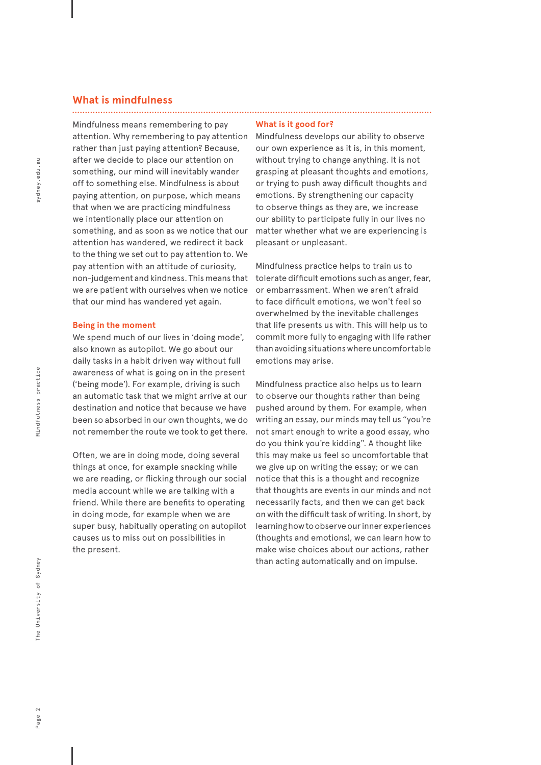## What is mindfulness

Mindfulness means remembering to pay attention. Why remembering to pay attention rather than just paying attention? Because, after we decide to place our attention on something, our mind will inevitably wander off to something else. Mindfulness is about paying attention, on purpose, which means that when we are practicing mindfulness we intentionally place our attention on something, and as soon as we notice that our attention has wandered, we redirect it back to the thing we set out to pay attention to. We pay attention with an attitude of curiosity, non-judgement and kindness. This means that we are patient with ourselves when we notice that our mind has wandered yet again.

### Being in the moment

We spend much of our lives in 'doing mode', also known as autopilot. We go about our daily tasks in a habit driven way without full awareness of what is going on in the present ('being mode'). For example, driving is such an automatic task that we might arrive at our destination and notice that because we have been so absorbed in our own thoughts, we do not remember the route we took to get there.

Often, we are in doing mode, doing several things at once, for example snacking while we are reading, or flicking through our social media account while we are talking with a friend. While there are benefits to operating in doing mode, for example when we are super busy, habitually operating on autopilot causes us to miss out on possibilities in the present.

### What is it good for?

Mindfulness develops our ability to observe our own experience as it is, in this moment, without trying to change anything. It is not grasping at pleasant thoughts and emotions, or trying to push away difficult thoughts and emotions. By strengthening our capacity to observe things as they are, we increase our ability to participate fully in our lives no matter whether what we are experiencing is pleasant or unpleasant.

Mindfulness practice helps to train us to tolerate difficult emotions such as anger, fear, or embarrassment. When we aren't afraid to face difficult emotions, we won't feel so overwhelmed by the inevitable challenges that life presents us with. This will help us to commit more fully to engaging with life rather than avoiding situations where uncomfortable emotions may arise.

Mindfulness practice also helps us to learn to observe our thoughts rather than being pushed around by them. For example, when writing an essay, our minds may tell us "you're not smart enough to write a good essay, who do you think you're kidding". A thought like this may make us feel so uncomfortable that we give up on writing the essay; or we can notice that this is a thought and recognize that thoughts are events in our minds and not necessarily facts, and then we can get back on with the difficult task of writing. In short, by learning how to observe our inner experiences (thoughts and emotions), we can learn how to make wise choices about our actions, rather than acting automatically and on impulse.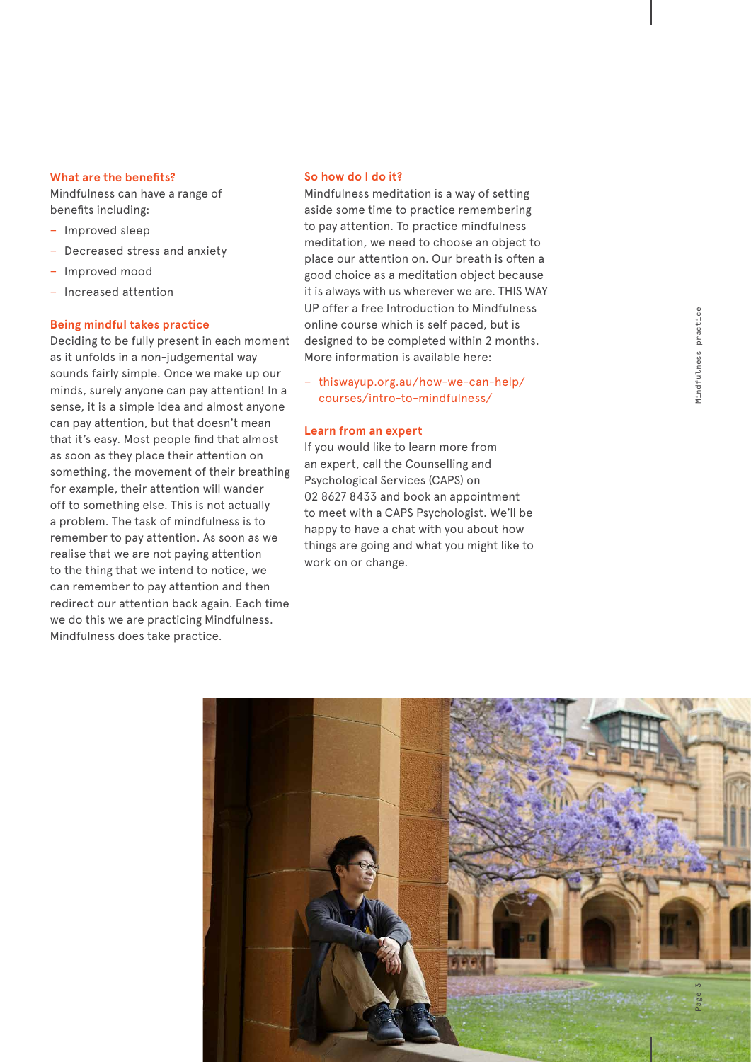## What are the benefits?

Mindfulness can have a range of benefits including:

- Improved sleep
- Decreased stress and anxiety
- Improved mood
- Increased attention

## Being mindful takes practice

Deciding to be fully present in each moment as it unfolds in a non-judgemental way sounds fairly simple. Once we make up our minds, surely anyone can pay attention! In a sense, it is a simple idea and almost anyone can pay attention, but that doesn't mean that it's easy. Most people find that almost as soon as they place their attention on something, the movement of their breathing for example, their attention will wander off to something else. This is not actually a problem. The task of mindfulness is to remember to pay attention. As soon as we realise that we are not paying attention to the thing that we intend to notice, we can remember to pay attention and then redirect our attention back again. Each time we do this we are practicing Mindfulness. Mindfulness does take practice.

## So how do I do it?

Mindfulness meditation is a way of setting aside some time to practice remembering to pay attention. To practice mindfulness meditation, we need to choose an object to place our attention on. Our breath is often a good choice as a meditation object because it is always with us wherever we are. THIS WAY UP offer a free Introduction to Mindfulness online course which is self paced, but is designed to be completed within 2 months. More information is available here:

- thiswayup.org.au/how-we-can-help/courses/intro-to-mindfulness/

## Learn from an expert

If you would like to learn more from an expert, call the Counselling and Psychological Services (CAPS) on 02 8627 8433 and book an appointment to meet with a CAPS Psychologist. We'll be happy to have a chat with you about how things are going and what you might like to work on or change.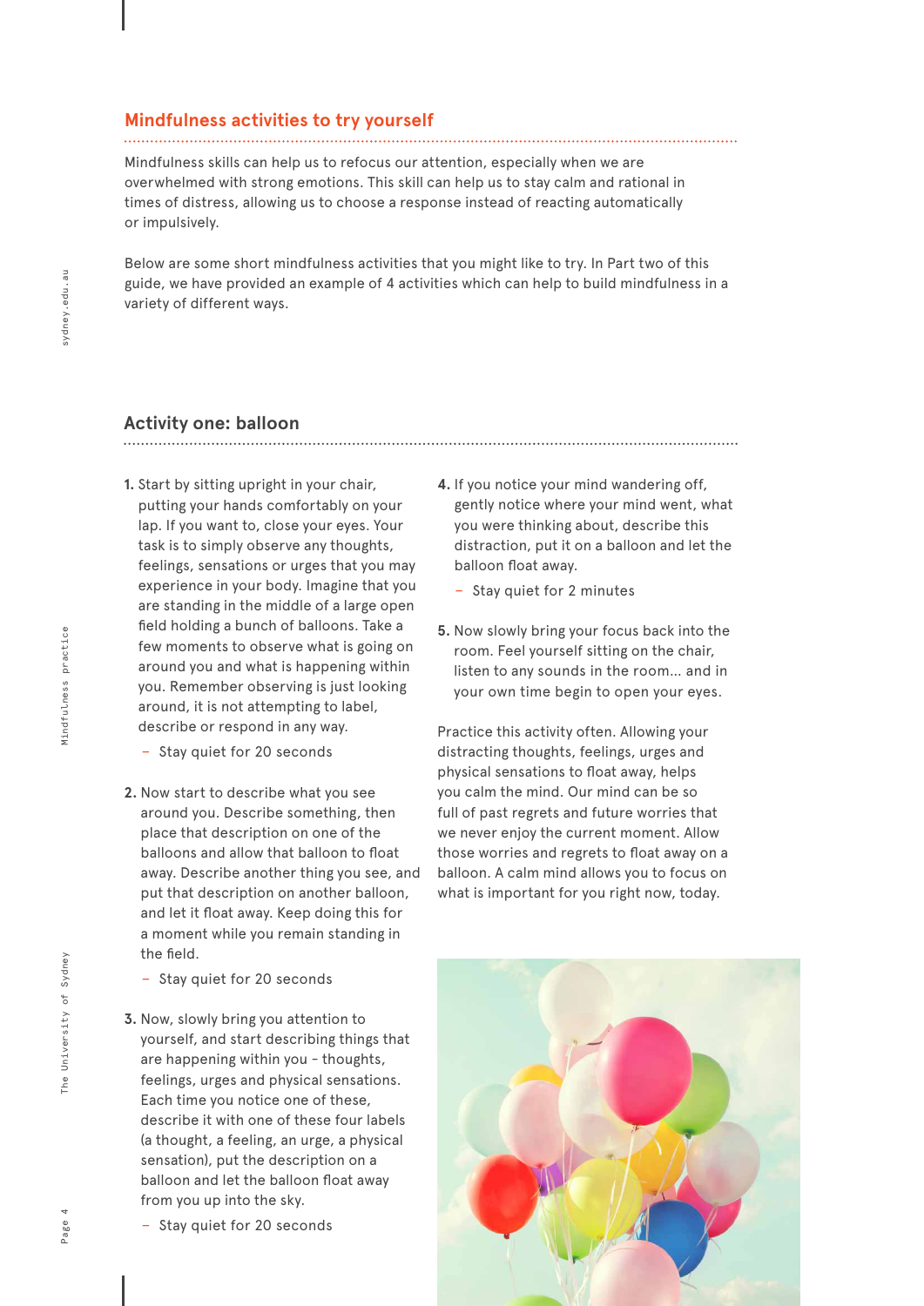## Mindfulness activities to try yourself

Mindfulness skills can help us to refocus our attention, especially when we are overwhelmed with strong emotions. This skill can help us to stay calm and rational in times of distress, allowing us to choose a response instead of reacting automatically or impulsively.

Below are some short mindfulness activities that you might like to try. In Part two of this guide, we have provided an example of 4 activities which can help to build mindfulness in a variety of different ways.

## Activity one: balloon

1. Start by sitting upright in your chair, putting your hands comfortably on your lap. If you want to, close your eyes. Your task is to simply observe any thoughts, feelings, sensations or urges that you may experience in your body. Imagine that you are standing in the middle of a large open field holding a bunch of balloons. Take a few moments to observe what is going on around you and what is happening within you. Remember observing is just looking around, it is not attempting to label, describe or respond in any way.
   - Stay quiet for 20 seconds

2. Now start to describe what you see around you. Describe something, then place that description on one of the balloons and allow that balloon to float away. Describe another thing you see, and put that description on another balloon, and let it float away. Keep doing this for a moment while you remain standing in the field.
   - Stay quiet for 20 seconds

3. Now, slowly bring you attention to yourself, and start describing things that are happening within you - thoughts, feelings, urges and physical sensations. Each time you notice one of these, describe it with one of these four labels (a thought, a feeling, an urge, a physical sensation), put the description on a balloon and let the balloon float away from you up into the sky.
   - Stay quiet for 20 seconds

4. If you notice your mind wandering off, gently notice where your mind went, what you were thinking about, describe this distraction, put it on a balloon and let the balloon float away.
   - Stay quiet for 2 minutes

5. Now slowly bring your focus back into the room. Feel yourself sitting on the chair, listen to any sounds in the room... and in your own time begin to open your eyes.

Practice this activity often. Allowing your distracting thoughts, feelings, urges and physical sensations to float away, helps you calm the mind. Our mind can be so full of past regrets and future worries that we never enjoy the current moment. Allow those worries and regrets to float away on a balloon. A calm mind allows you to focus on what is important for you right now, today.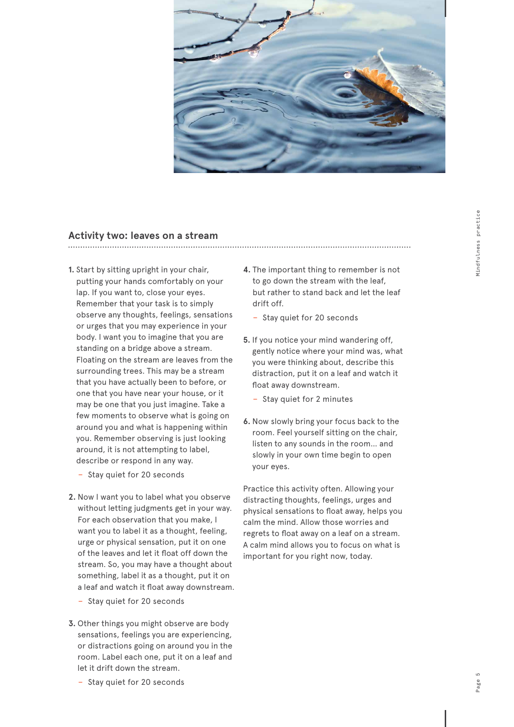## Activity two: leaves on a stream

1. Start by sitting upright in your chair, putting your hands comfortably on your lap. If you want to, close your eyes. Remember that your task is to simply observe any thoughts, feelings, sensations or urges that you may experience in your body. I want you to imagine that you are standing on a bridge above a stream. Floating on the stream are leaves from the surrounding trees. This may be a stream that you have actually been to before, or one that you have near your house, or it may be one that you just imagine. Take a few moments to observe what is going on around you and what is happening within you. Remember observing is just looking around, it is not attempting to label, describe or respond in any way.
   - Stay quiet for 20 seconds

2. Now I want you to label what you observe without letting judgments get in your way. For each observation that you make, I want you to label it as a thought, feeling, urge or physical sensation, put it on one of the leaves and let it float off down the stream. So, you may have a thought about something, label it as a thought, put it on a leaf and watch it float away downstream.
   - Stay quiet for 20 seconds

3. Other things you might observe are body sensations, feelings you are experiencing, or distractions going on around you in the room. Label each one, put it on a leaf and let it drift down the stream.
   - Stay quiet for 20 seconds

4. The important thing to remember is not to go down the stream with the leaf, but rather to stand back and let the leaf drift off.
   - Stay quiet for 20 seconds

5. If you notice your mind wandering off, gently notice where your mind was, what you were thinking about, describe this distraction, put it on a leaf and watch it float away downstream.
   - Stay quiet for 2 minutes

6. Now slowly bring your focus back to the room. Feel yourself sitting on the chair, listen to any sounds in the room... and slowly in your own time begin to open your eyes.

Practice this activity often. Allowing your distracting thoughts, feelings, urges and physical sensations to float away, helps you calm the mind. Allow those worries and regrets to float away on a leaf on a stream. A calm mind allows you to focus on what is important for you right now, today.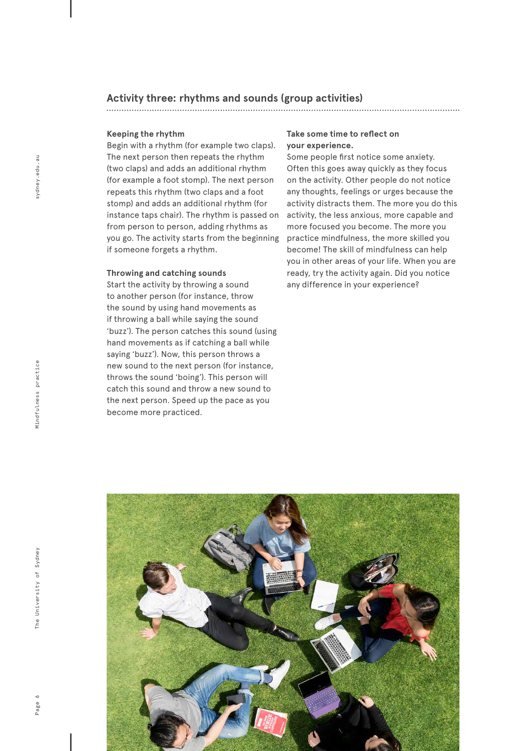## Activity three: rhythms and sounds (group activities)

**Keeping the rhythm**

Begin with a rhythm (for example two claps). The next person then repeats the rhythm (two claps) and adds an additional rhythm (for example a foot stomp). The next person repeats this rhythm (two claps and a foot stomp) and adds an additional rhythm (for instance taps chair). The rhythm is passed on from person to person, adding rhythms as you go. The activity starts from the beginning if someone forgets a rhythm.

**Throwing and catching sounds**

Start the activity by throwing a sound to another person (for instance, throw the sound by using hand movements as if throwing a ball while saying the sound 'buzz'). The person catches this sound (using hand movements as if catching a ball while saying 'buzz'). Now, this person throws a new sound to the next person (for instance, throws the sound 'boing'). This person will catch this sound and throw a new sound to the next person. Speed up the pace as you become more practiced.

**Take some time to reflect on your experience.**

Some people first notice some anxiety. Often this goes away quickly as they focus on the activity. Other people do not notice any thoughts, feelings or urges because the activity distracts them. The more you do this activity, the less anxious, more capable and more focused you become. The more you practice mindfulness, the more skilled you become! The skill of mindfulness can help you in other areas of your life. When you are ready, try the activity again. Did you notice any difference in your experience?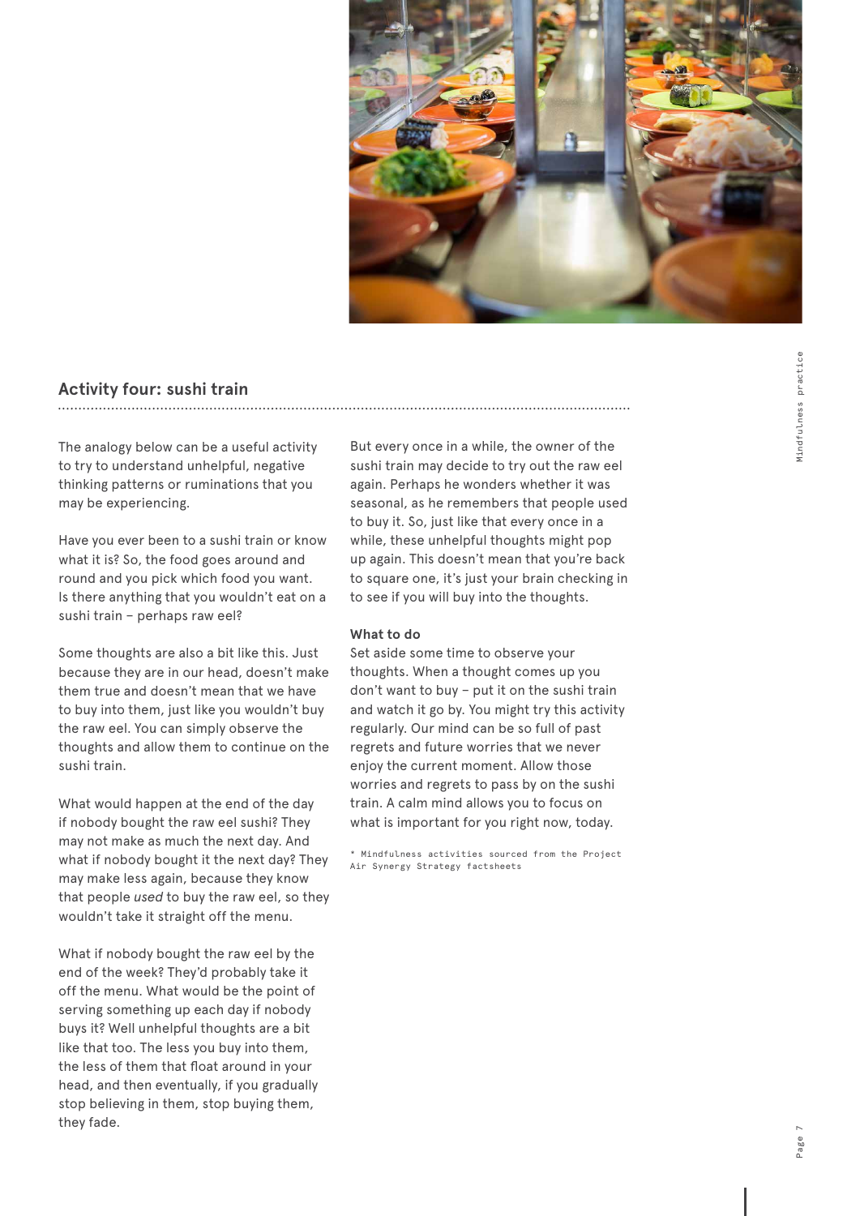## Activity four: sushi train

The analogy below can be a useful activity to try to understand unhelpful, negative thinking patterns or ruminations that you may be experiencing.

Have you ever been to a sushi train or know what it is? So, the food goes around and round and you pick which food you want. Is there anything that you wouldn't eat on a sushi train – perhaps raw eel?

Some thoughts are also a bit like this. Just because they are in our head, doesn't make them true and doesn't mean that we have to buy into them, just like you wouldn't buy the raw eel. You can simply observe the thoughts and allow them to continue on the sushi train.

What would happen at the end of the day if nobody bought the raw eel sushi? They may not make as much the next day. And what if nobody bought it the next day? They may make less again, because they know that people *used* to buy the raw eel, so they wouldn't take it straight off the menu.

What if nobody bought the raw eel by the end of the week? They'd probably take it off the menu. What would be the point of serving something up each day if nobody buys it? Well unhelpful thoughts are a bit like that too. The less you buy into them, the less of them that float around in your head, and then eventually, if you gradually stop believing in them, stop buying them, they fade.

But every once in a while, the owner of the sushi train may decide to try out the raw eel again. Perhaps he wonders whether it was seasonal, as he remembers that people used to buy it. So, just like that every once in a while, these unhelpful thoughts might pop up again. This doesn't mean that you're back to square one, it's just your brain checking in to see if you will buy into the thoughts.

### What to do

Set aside some time to observe your thoughts. When a thought comes up you don't want to buy – put it on the sushi train and watch it go by. You might try this activity regularly. Our mind can be so full of past regrets and future worries that we never enjoy the current moment. Allow those worries and regrets to pass by on the sushi train. A calm mind allows you to focus on what is important for you right now, today.

* Mindfulness activities sourced from the Project Air Synergy Strategy factsheets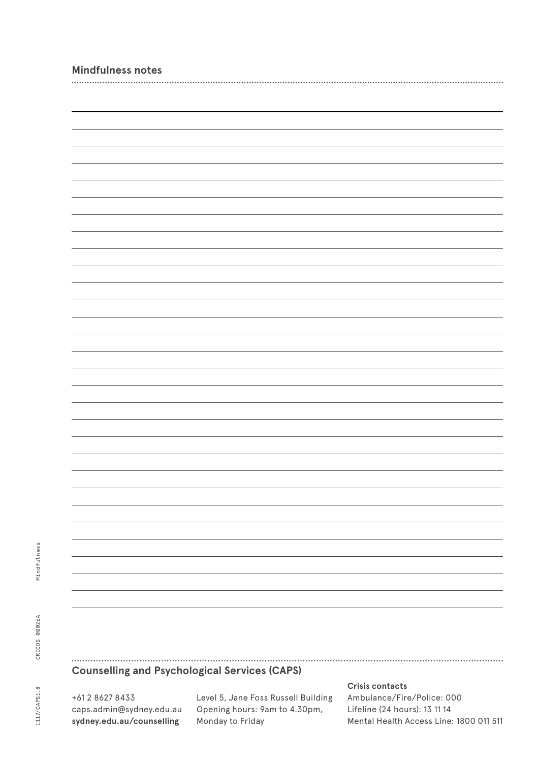## Mindfulness notes

## Counselling and Psychological Services (CAPS)

+61 2 8627 8433
caps.admin@sydney.edu.au
**sydney.edu.au/counselling**

Level 5, Jane Foss Russell Building
Opening hours: 9am to 4.30pm, Monday to Friday

**Crisis contacts**
Ambulance/Fire/Police: 000
Lifeline (24 hours): 13 11 14
Mental Health Access Line: 1800 011 511

1117/CAPS1.8 CRICOS 00026A Mindfulness